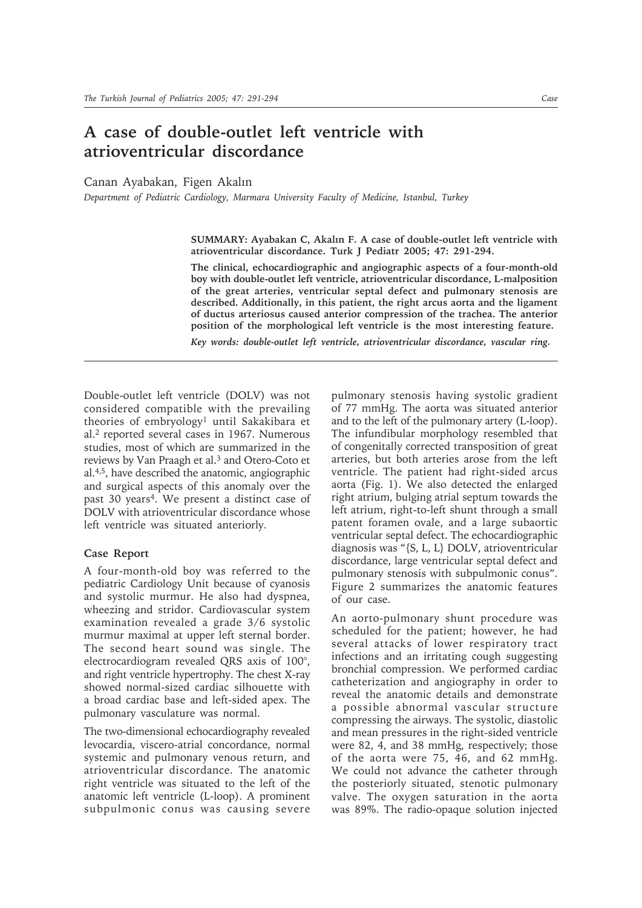# A case of double-outlet left ventricle with atrioventricular discordance

Canan Ayabakan, Figen Akalın

*Department of Pediatric Cardiology, Marmara University Faculty of Medicine, Istanbul, Turkey*

**SUMMARY: Ayabakan C, Akalın F. A case of double-outlet left ventricle with atrioventricular discordance. Turk J Pediatr 2005; 47: 291-294.**

**The clinical, echocardiographic and angiographic aspects of a four-month-old boy with double-outlet left ventricle, atrioventricular discordance, L-malposition of the great arteries, ventricular septal defect and pulmonary stenosis are described. Additionally, in this patient, the right arcus aorta and the ligament of ductus arteriosus caused anterior compression of the trachea. The anterior position of the morphological left ventricle is the most interesting feature.**

***Key words: double-outlet left ventricle, atrioventricular discordance, vascular ring.***

Double-outlet left ventricle (DOLV) was not considered compatible with the prevailing theories of embryology[1] until Sakakibara et al.[2] reported several cases in 1967. Numerous studies, most of which are summarized in the reviews by Van Praagh et al.[3] and Otero-Coto et al.[4,5], have described the anatomic, angiographic and surgical aspects of this anomaly over the past 30 years[4]. We present a distinct case of DOLV with atrioventricular discordance whose left ventricle was situated anteriorly.

## Case Report

A four-month-old boy was referred to the pediatric Cardiology Unit because of cyanosis and systolic murmur. He also had dyspnea, wheezing and stridor. Cardiovascular system examination revealed a grade 3/6 systolic murmur maximal at upper left sternal border. The second heart sound was single. The electrocardiogram revealed QRS axis of 100°, and right ventricle hypertrophy. The chest X-ray showed normal-sized cardiac silhouette with a broad cardiac base and left-sided apex. The pulmonary vasculature was normal.

The two-dimensional echocardiography revealed levocardia, viscero-atrial concordance, normal systemic and pulmonary venous return, and atrioventricular discordance. The anatomic right ventricle was situated to the left of the anatomic left ventricle (L-loop). A prominent subpulmonic conus was causing severe pulmonary stenosis having systolic gradient of 77 mmHg. The aorta was situated anterior and to the left of the pulmonary artery (L-loop). The infundibular morphology resembled that of congenitally corrected transposition of great arteries, but both arteries arose from the left ventricle. The patient had right-sided arcus aorta (Fig. 1). We also detected the enlarged right atrium, bulging atrial septum towards the left atrium, right-to-left shunt through a small patent foramen ovale, and a large subaortic ventricular septal defect. The echocardiographic diagnosis was "{S, L, L} DOLV, atrioventricular discordance, large ventricular septal defect and pulmonary stenosis with subpulmonic conus". Figure 2 summarizes the anatomic features of our case.

An aorto-pulmonary shunt procedure was scheduled for the patient; however, he had several attacks of lower respiratory tract infections and an irritating cough suggesting bronchial compression. We performed cardiac catheterization and angiography in order to reveal the anatomic details and demonstrate a possible abnormal vascular structure compressing the airways. The systolic, diastolic and mean pressures in the right-sided ventricle were 82, 4, and 38 mmHg, respectively; those of the aorta were 75, 46, and 62 mmHg. We could not advance the catheter through the posteriorly situated, stenotic pulmonary valve. The oxygen saturation in the aorta was 89%. The radio-opaque solution injected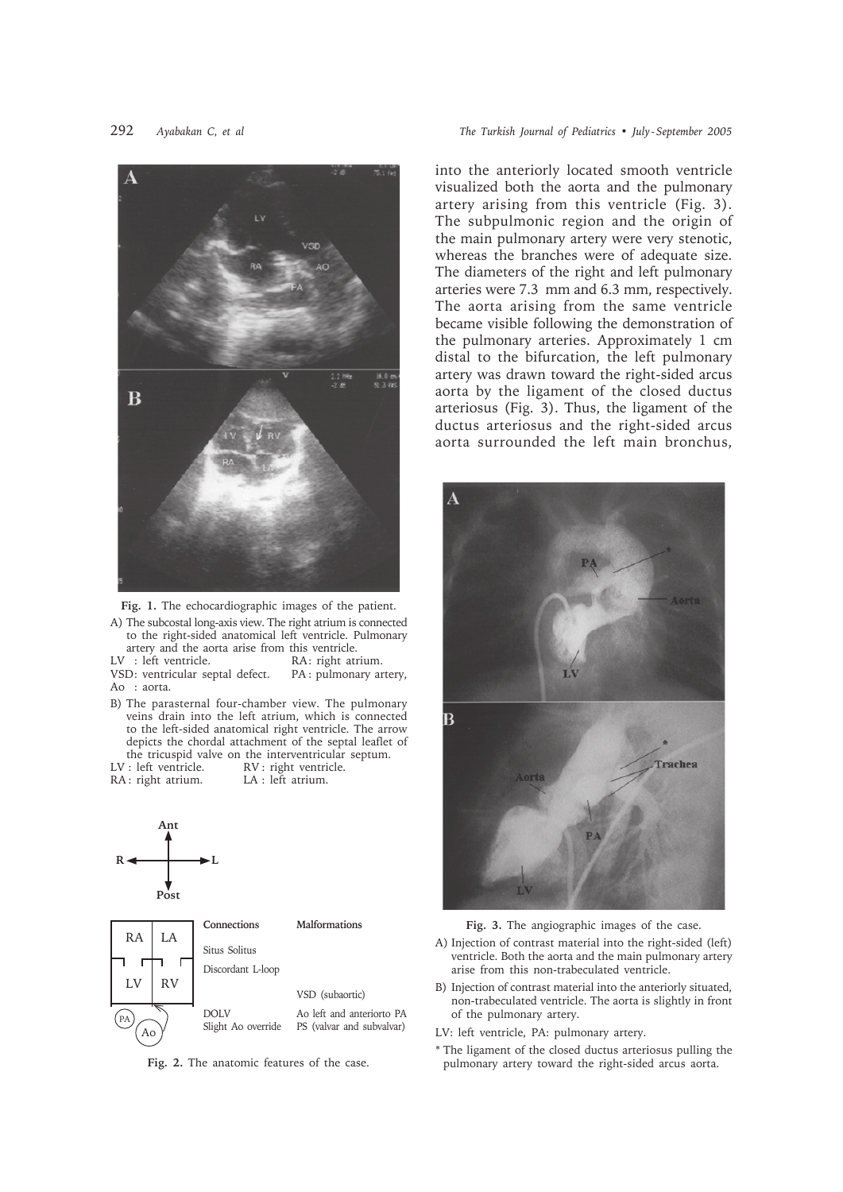Fig. 1. The echocardiographic images of the patient.

A) The subcostal long-axis view. The right atrium is connected to the right-sided anatomical left ventricle. Pulmonary artery and the aorta arise from this ventricle.
LV : left ventricle. RA: right atrium.
VSD: ventricular septal defect. PA : pulmonary artery,
Ao : aorta.

B) The parasternal four-chamber view. The pulmonary veins drain into the left atrium, which is connected to the left-sided anatomical right ventricle. The arrow depicts the chordal attachment of the septal leaflet of the tricuspid valve on the interventricular septum.
LV : left ventricle. RV : right ventricle.
RA : right atrium. LA : left atrium.

| Connections | Malformations |
|---|---|
| Situs Solitus | |
| Discordant L-loop | |
| | VSD (subaortic) |
| DOLV | Ao left and anteriorto PA |
| Slight Ao override | PS (valvar and subvalvar) |

Fig. 2. The anatomic features of the case.

into the anteriorly located smooth ventricle visualized both the aorta and the pulmonary artery arising from this ventricle (Fig. 3). The subpulmonic region and the origin of the main pulmonary artery were very stenotic, whereas the branches were of adequate size. The diameters of the right and left pulmonary arteries were 7.3 mm and 6.3 mm, respectively. The aorta arising from the same ventricle became visible following the demonstration of the pulmonary arteries. Approximately 1 cm distal to the bifurcation, the left pulmonary artery was drawn toward the right-sided arcus aorta by the ligament of the closed ductus arteriosus (Fig. 3). Thus, the ligament of the ductus arteriosus and the right-sided arcus aorta surrounded the left main bronchus,

Fig. 3. The angiographic images of the case.

A) Injection of contrast material into the right-sided (left) ventricle. Both the aorta and the main pulmonary artery arise from this non-trabeculated ventricle.

B) Injection of contrast material into the anteriorly situated, non-trabeculated ventricle. The aorta is slightly in front of the pulmonary artery.

LV: left ventricle, PA: pulmonary artery.

* The ligament of the closed ductus arteriosus pulling the pulmonary artery toward the right-sided arcus aorta.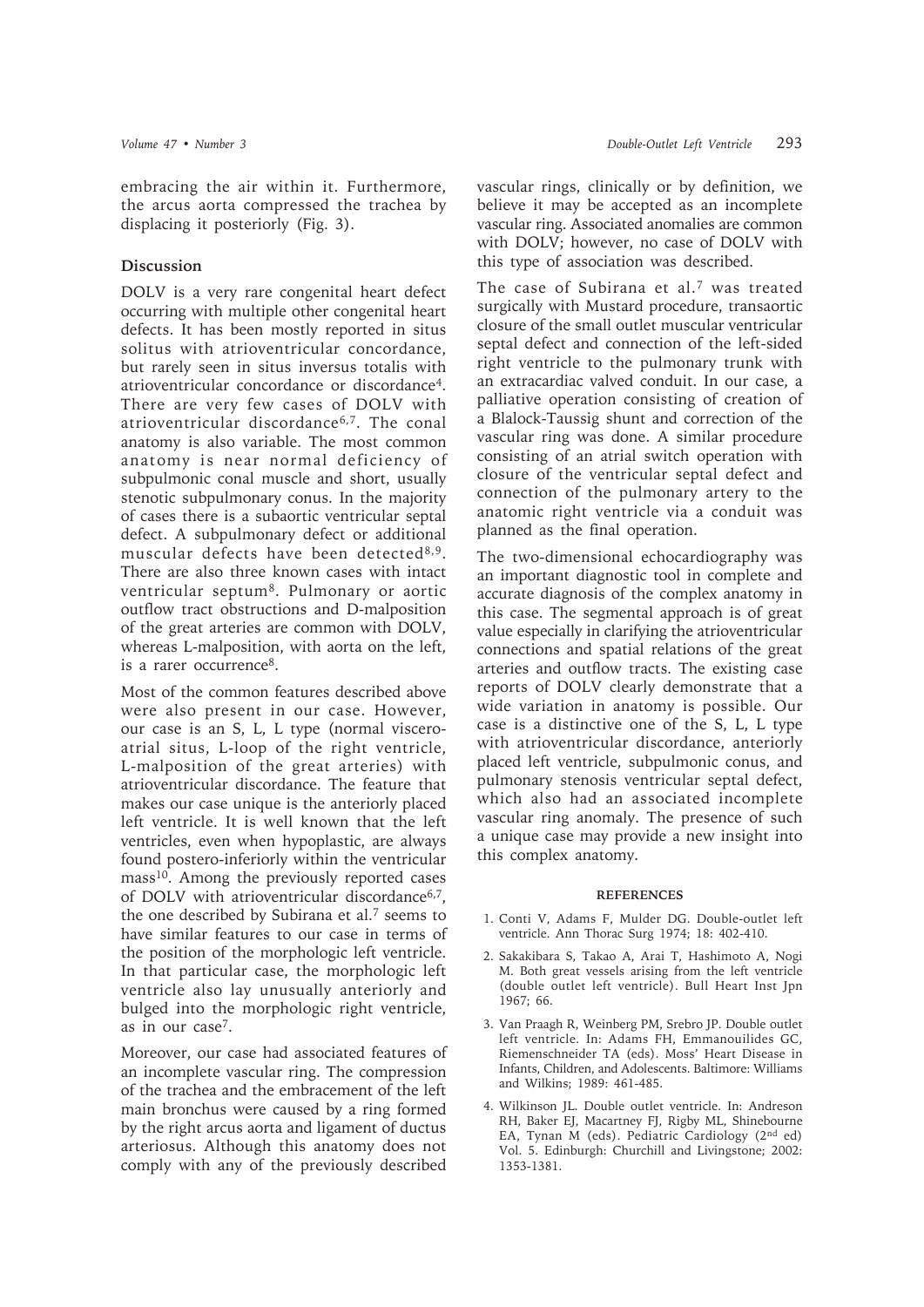embracing the air within it. Furthermore, the arcus aorta compressed the trachea by displacing it posteriorly (Fig. 3).

## Discussion

DOLV is a very rare congenital heart defect occurring with multiple other congenital heart defects. It has been mostly reported in situs solitus with atrioventricular concordance, but rarely seen in situs inversus totalis with atrioventricular concordance or discordance[4]. There are very few cases of DOLV with atrioventricular discordance[6,7]. The conal anatomy is also variable. The most common anatomy is near normal deficiency of subpulmonic conal muscle and short, usually stenotic subpulmonary conus. In the majority of cases there is a subaortic ventricular septal defect. A subpulmonary defect or additional muscular defects have been detected[8,9]. There are also three known cases with intact ventricular septum[8]. Pulmonary or aortic outflow tract obstructions and D-malposition of the great arteries are common with DOLV, whereas L-malposition, with aorta on the left, is a rarer occurrence[8].

Most of the common features described above were also present in our case. However, our case is an S, L, L type (normal visceroatrial situs, L-loop of the right ventricle, L-malposition of the great arteries) with atrioventricular discordance. The feature that makes our case unique is the anteriorly placed left ventricle. It is well known that the left ventricles, even when hypoplastic, are always found postero-inferiorly within the ventricular mass[10]. Among the previously reported cases of DOLV with atrioventricular discordance[6,7], the one described by Subirana et al.[7] seems to have similar features to our case in terms of the position of the morphologic left ventricle. In that particular case, the morphologic left ventricle also lay unusually anteriorly and bulged into the morphologic right ventricle, as in our case[7].

Moreover, our case had associated features of an incomplete vascular ring. The compression of the trachea and the embracement of the left main bronchus were caused by a ring formed by the right arcus aorta and ligament of ductus arteriosus. Although this anatomy does not comply with any of the previously described vascular rings, clinically or by definition, we believe it may be accepted as an incomplete vascular ring. Associated anomalies are common with DOLV; however, no case of DOLV with this type of association was described.

The case of Subirana et al.[7] was treated surgically with Mustard procedure, transaortic closure of the small outlet muscular ventricular septal defect and connection of the left-sided right ventricle to the pulmonary trunk with an extracardiac valved conduit. In our case, a palliative operation consisting of creation of a Blalock-Taussig shunt and correction of the vascular ring was done. A similar procedure consisting of an atrial switch operation with closure of the ventricular septal defect and connection of the pulmonary artery to the anatomic right ventricle via a conduit was planned as the final operation.

The two-dimensional echocardiography was an important diagnostic tool in complete and accurate diagnosis of the complex anatomy in this case. The segmental approach is of great value especially in clarifying the atrioventricular connections and spatial relations of the great arteries and outflow tracts. The existing case reports of DOLV clearly demonstrate that a wide variation in anatomy is possible. Our case is a distinctive one of the S, L, L type with atrioventricular discordance, anteriorly placed left ventricle, subpulmonic conus, and pulmonary stenosis ventricular septal defect, which also had an associated incomplete vascular ring anomaly. The presence of such a unique case may provide a new insight into this complex anatomy.

### REFERENCES

1. Conti V, Adams F, Mulder DG. Double-outlet left ventricle. Ann Thorac Surg 1974; 18: 402-410.
2. Sakakibara S, Takao A, Arai T, Hashimoto A, Nogi M. Both great vessels arising from the left ventricle (double outlet left ventricle). Bull Heart Inst Jpn 1967; 66.
3. Van Praagh R, Weinberg PM, Srebro JP. Double outlet left ventricle. In: Adams FH, Emmanouilides GC, Riemenschneider TA (eds). Moss' Heart Disease in Infants, Children, and Adolescents. Baltimore: Williams and Wilkins; 1989: 461-485.
4. Wilkinson JL. Double outlet ventricle. In: Andreson RH, Baker EJ, Macartney FJ, Rigby ML, Shinebourne EA, Tynan M (eds). Pediatric Cardiology (2nd ed) Vol. 5. Edinburgh: Churchill and Livingstone; 2002: 1353-1381.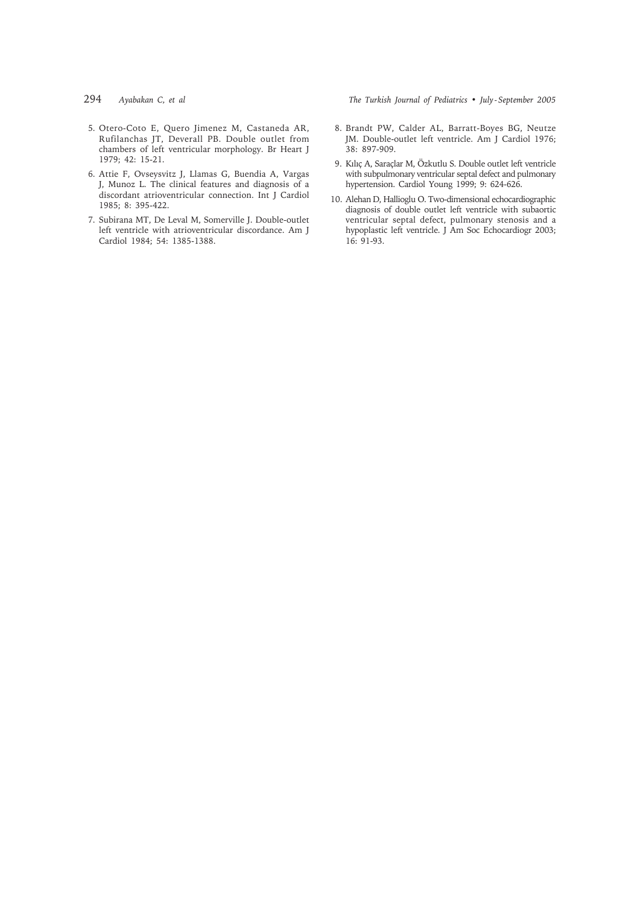5. Otero-Coto E, Quero Jimenez M, Castaneda AR, Rufilanchas JT, Deverall PB. Double outlet from chambers of left ventricular morphology. Br Heart J 1979; 42: 15-21.
6. Attie F, Ovseysvitz J, Llamas G, Buendia A, Vargas J, Munoz L. The clinical features and diagnosis of a discordant atrioventricular connection. Int J Cardiol 1985; 8: 395-422.
7. Subirana MT, De Leval M, Somerville J. Double-outlet left ventricle with atrioventricular discordance. Am J Cardiol 1984; 54: 1385-1388.
8. Brandt PW, Calder AL, Barratt-Boyes BG, Neutze JM. Double-outlet left ventricle. Am J Cardiol 1976; 38: 897-909.
9. Kılıç A, Saraçlar M, Özkutlu S. Double outlet left ventricle with subpulmonary ventricular septal defect and pulmonary hypertension. Cardiol Young 1999; 9: 624-626.
10. Alehan D, Hallioglu O. Two-dimensional echocardiographic diagnosis of double outlet left ventricle with subaortic ventricular septal defect, pulmonary stenosis and a hypoplastic left ventricle. J Am Soc Echocardiogr 2003; 16: 91-93.